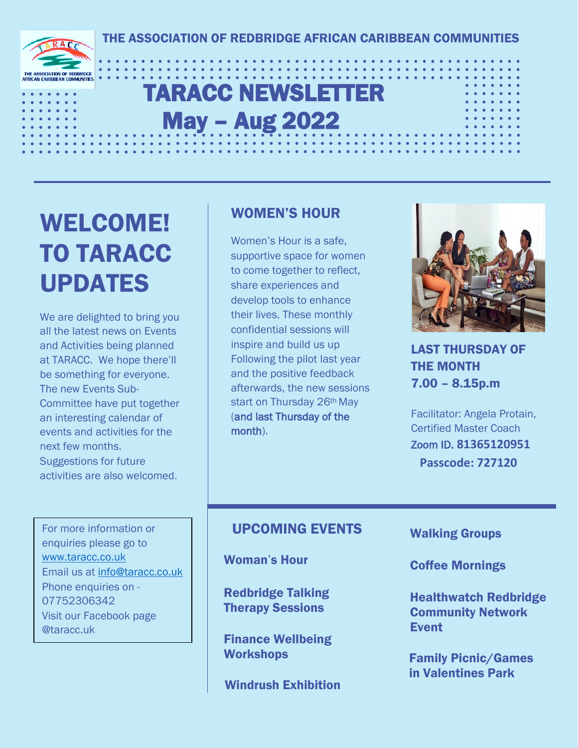THE ASSOCIATION OF REDBRIDGE AFRICAN CARIBBEAN COMMUNITIES

# TARACC NEWSLETTER
# May – Aug 2022

## WELCOME! TO TARACC UPDATES

We are delighted to bring you all the latest news on Events and Activities being planned at TARACC. We hope there'll be something for everyone. The new Events Sub-Committee have put together an interesting calendar of events and activities for the next few months. Suggestions for future activities are also welcomed.

For more information or enquiries please go to [www.taracc.co.uk](http://www.taracc.co.uk)
Email us at [info@taracc.co.uk](mailto:info@taracc.co.uk)
Phone enquiries on - 07752306342
Visit our Facebook page @taracc.uk

## WOMEN'S HOUR

Women's Hour is a safe, supportive space for women to come together to reflect, share experiences and develop tools to enhance their lives. These monthly confidential sessions will inspire and build us up Following the pilot last year and the positive feedback afterwards, the new sessions start on Thursday 26th May (and last Thursday of the month).

**LAST THURSDAY OF THE MONTH**
**7.00 – 8.15p.m**

Facilitator: Angela Protain, Certified Master Coach
Zoom ID. **81365120951**
**Passcode: 727120**

## UPCOMING EVENTS

**Woman's Hour**

**Redbridge Talking Therapy Sessions**

**Finance Wellbeing Workshops**

**Windrush Exhibition**

**Walking Groups**

**Coffee Mornings**

**Healthwatch Redbridge Community Network Event**

**Family Picnic/Games in Valentines Park**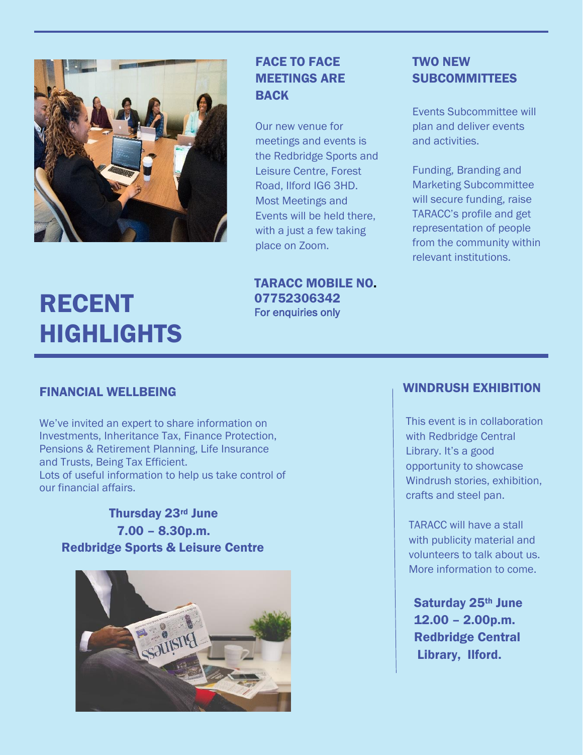## FACE TO FACE MEETINGS ARE BACK

Our new venue for meetings and events is the Redbridge Sports and Leisure Centre, Forest Road, Ilford IG6 3HD. Most Meetings and Events will be held there, with a just a few taking place on Zoom.

## TWO NEW SUBCOMMITTEES

Events Subcommittee will plan and deliver events and activities.

Funding, Branding and Marketing Subcommittee will secure funding, raise TARACC's profile and get representation of people from the community within relevant institutions.

**TARACC MOBILE NO. 07752306342**
For enquiries only

# RECENT HIGHLIGHTS

## FINANCIAL WELLBEING

We've invited an expert to share information on Investments, Inheritance Tax, Finance Protection, Pensions & Retirement Planning, Life Insurance and Trusts, Being Tax Efficient.
Lots of useful information to help us take control of our financial affairs.

**Thursday 23rd June**
**7.00 – 8.30p.m.**
**Redbridge Sports & Leisure Centre**

## WINDRUSH EXHIBITION

This event is in collaboration with Redbridge Central Library. It's a good opportunity to showcase Windrush stories, exhibition, crafts and steel pan.

TARACC will have a stall with publicity material and volunteers to talk about us. More information to come.

**Saturday 25th June**
**12.00 – 2.00p.m.**
**Redbridge Central Library, Ilford.**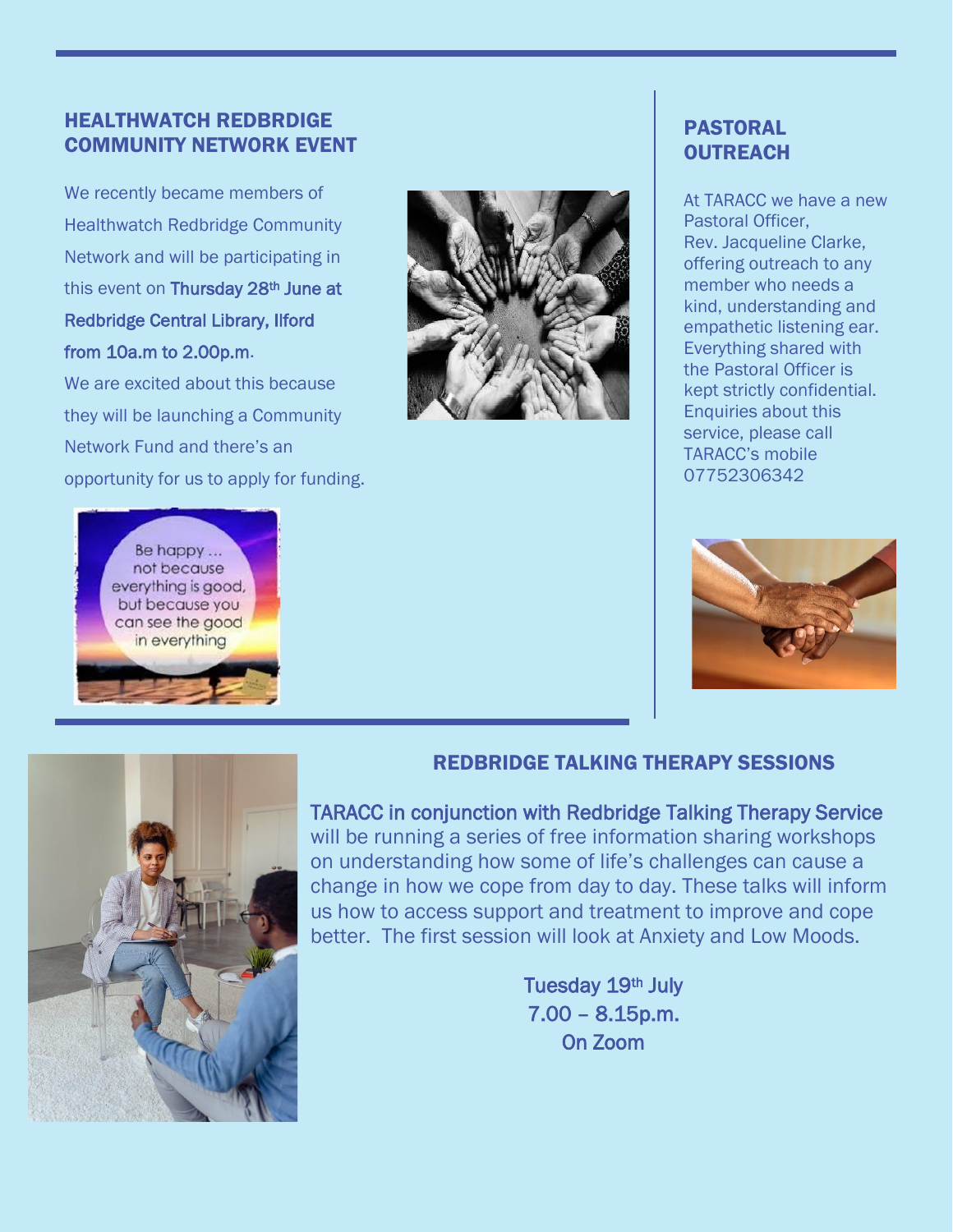## HEALTHWATCH REDBRDIGE COMMUNITY NETWORK EVENT

We recently became members of Healthwatch Redbridge Community Network and will be participating in this event on **Thursday 28th June at Redbridge Central Library, Ilford from 10a.m to 2.00p.m.**

We are excited about this because they will be launching a Community Network Fund and there's an opportunity for us to apply for funding.

## PASTORAL OUTREACH

At TARACC we have a new Pastoral Officer, Rev. Jacqueline Clarke, offering outreach to any member who needs a kind, understanding and empathetic listening ear. Everything shared with the Pastoral Officer is kept strictly confidential. Enquiries about this service, please call TARACC's mobile 07752306342

## REDBRIDGE TALKING THERAPY SESSIONS

**TARACC in conjunction with Redbridge Talking Therapy Service** will be running a series of free information sharing workshops on understanding how some of life's challenges can cause a change in how we cope from day to day. These talks will inform us how to access support and treatment to improve and cope better. The first session will look at Anxiety and Low Moods.

**Tuesday 19th July**
**7.00 – 8.15p.m.**
**On Zoom**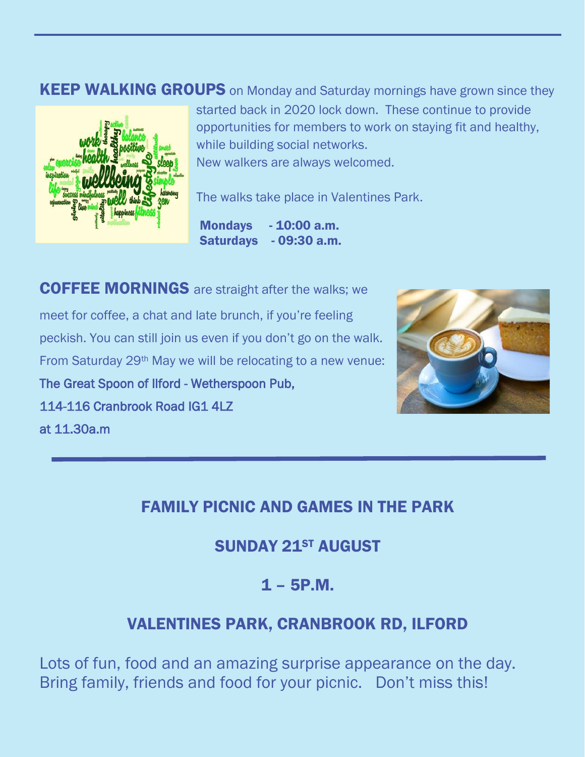**KEEP WALKING GROUPS** on Monday and Saturday mornings have grown since they started back in 2020 lock down. These continue to provide opportunities for members to work on staying fit and healthy, while building social networks.
New walkers are always welcomed.

The walks take place in Valentines Park.

**Mondays - 10:00 a.m.**
**Saturdays - 09:30 a.m.**

**COFFEE MORNINGS** are straight after the walks; we meet for coffee, a chat and late brunch, if you're feeling peckish. You can still join us even if you don't go on the walk. From Saturday 29th May we will be relocating to a new venue:
The Great Spoon of Ilford - Wetherspoon Pub,
114-116 Cranbrook Road IG1 4LZ
at 11.30a.m

---

## FAMILY PICNIC AND GAMES IN THE PARK

## SUNDAY 21ST AUGUST

## 1 – 5P.M.

## VALENTINES PARK, CRANBROOK RD, ILFORD

Lots of fun, food and an amazing surprise appearance on the day. Bring family, friends and food for your picnic. Don't miss this!